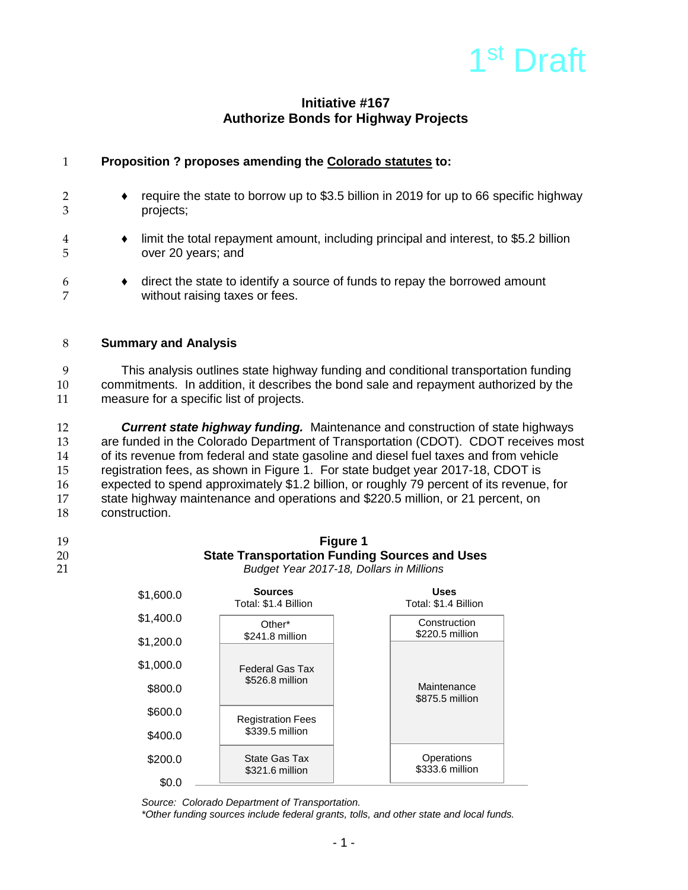1st Draft

# Initiative #167
# Authorize Bonds for Highway Projects

**Proposition ? proposes amending the Colorado statutes to:**

- require the state to borrow up to $3.5 billion in 2019 for up to 66 specific highway projects;
- limit the total repayment amount, including principal and interest, to $5.2 billion over 20 years; and
- direct the state to identify a source of funds to repay the borrowed amount without raising taxes or fees.

## Summary and Analysis

This analysis outlines state highway funding and conditional transportation funding commitments. In addition, it describes the bond sale and repayment authorized by the measure for a specific list of projects.

***Current state highway funding.*** Maintenance and construction of state highways are funded in the Colorado Department of Transportation (CDOT). CDOT receives most of its revenue from federal and state gasoline and diesel fuel taxes and from vehicle registration fees, as shown in Figure 1. For state budget year 2017-18, CDOT is expected to spend approximately $1.2 billion, or roughly 79 percent of its revenue, for state highway maintenance and operations and $220.5 million, or 21 percent, on construction.

**Figure 1**
**State Transportation Funding Sources and Uses**
*Budget Year 2017-18, Dollars in Millions*

| Sources (Total: $1.4 Billion) | Uses (Total: $1.4 Billion) |
|---|---|
| Other* $241.8 million | Construction $220.5 million |
| Federal Gas Tax $526.8 million | Maintenance $875.5 million |
| Registration Fees $339.5 million | Operations $333.6 million |
| State Gas Tax $321.6 million | |

*Source: Colorado Department of Transportation.*
*\*Other funding sources include federal grants, tolls, and other state and local funds.*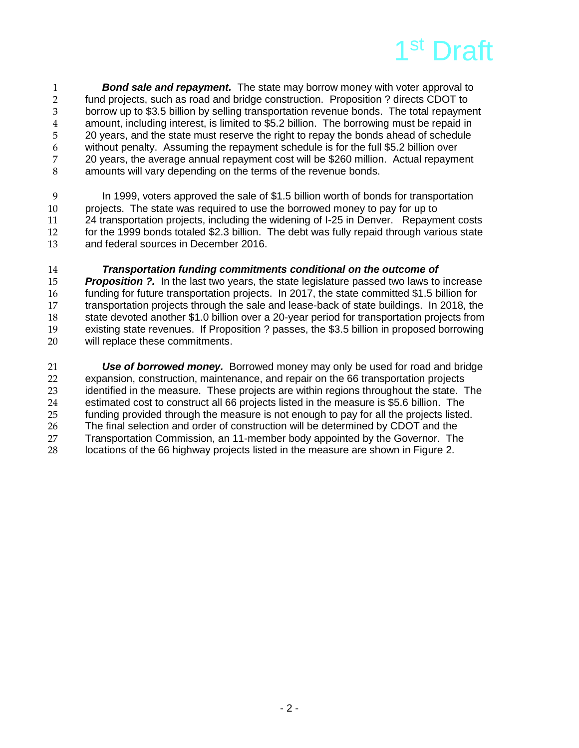***Bond sale and repayment.*** The state may borrow money with voter approval to fund projects, such as road and bridge construction. Proposition ? directs CDOT to borrow up to $3.5 billion by selling transportation revenue bonds. The total repayment amount, including interest, is limited to $5.2 billion. The borrowing must be repaid in 20 years, and the state must reserve the right to repay the bonds ahead of schedule without penalty. Assuming the repayment schedule is for the full $5.2 billion over 20 years, the average annual repayment cost will be $260 million. Actual repayment amounts will vary depending on the terms of the revenue bonds.

In 1999, voters approved the sale of $1.5 billion worth of bonds for transportation projects. The state was required to use the borrowed money to pay for up to 24 transportation projects, including the widening of I-25 in Denver. Repayment costs for the 1999 bonds totaled $2.3 billion. The debt was fully repaid through various state and federal sources in December 2016.

***Transportation funding commitments conditional on the outcome of Proposition ?.*** In the last two years, the state legislature passed two laws to increase funding for future transportation projects. In 2017, the state committed $1.5 billion for transportation projects through the sale and lease-back of state buildings. In 2018, the state devoted another $1.0 billion over a 20-year period for transportation projects from existing state revenues. If Proposition ? passes, the $3.5 billion in proposed borrowing will replace these commitments.

***Use of borrowed money.*** Borrowed money may only be used for road and bridge expansion, construction, maintenance, and repair on the 66 transportation projects identified in the measure. These projects are within regions throughout the state. The estimated cost to construct all 66 projects listed in the measure is $5.6 billion. The funding provided through the measure is not enough to pay for all the projects listed. The final selection and order of construction will be determined by CDOT and the Transportation Commission, an 11-member body appointed by the Governor. The locations of the 66 highway projects listed in the measure are shown in Figure 2.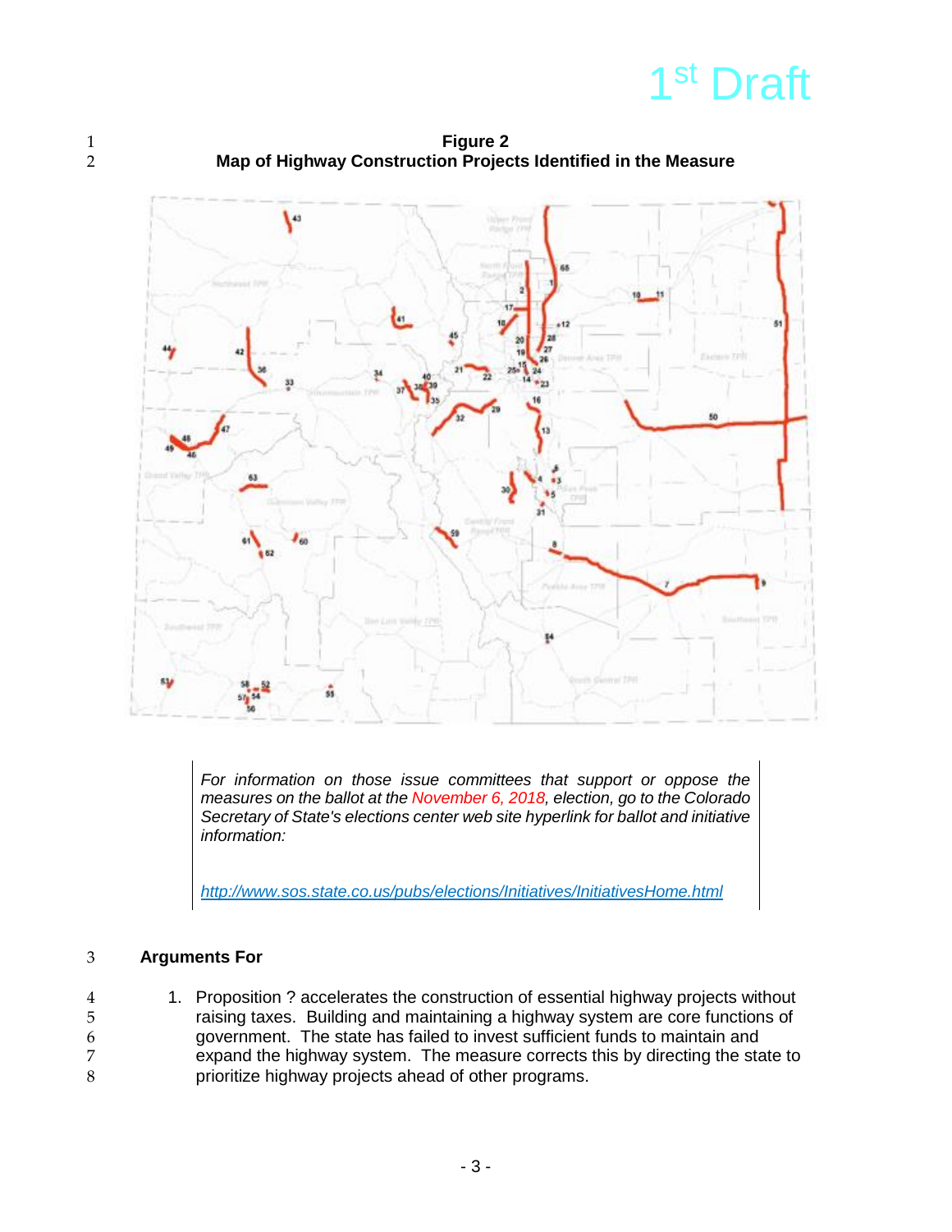1st Draft

**Figure 2**
**Map of Highway Construction Projects Identified in the Measure**

> *For information on those issue committees that support or oppose the measures on the ballot at the November 6, 2018, election, go to the Colorado Secretary of State's elections center web site hyperlink for ballot and initiative information:*
>
> *http://www.sos.state.co.us/pubs/elections/Initiatives/InitiativesHome.html*

## Arguments For

1. Proposition ? accelerates the construction of essential highway projects without raising taxes. Building and maintaining a highway system are core functions of government. The state has failed to invest sufficient funds to maintain and expand the highway system. The measure corrects this by directing the state to prioritize highway projects ahead of other programs.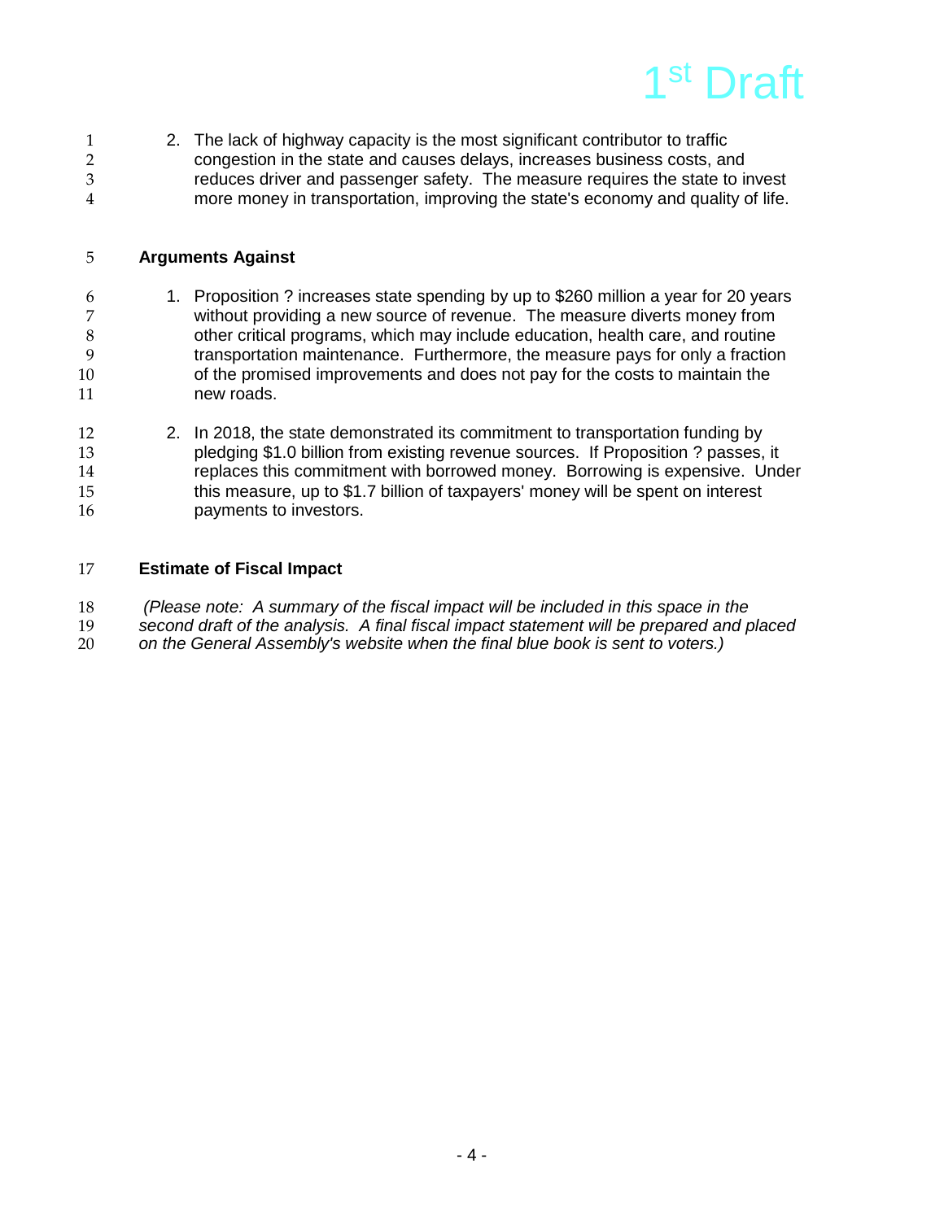1st Draft

2. The lack of highway capacity is the most significant contributor to traffic congestion in the state and causes delays, increases business costs, and reduces driver and passenger safety. The measure requires the state to invest more money in transportation, improving the state's economy and quality of life.

**Arguments Against**

1. Proposition ? increases state spending by up to $260 million a year for 20 years without providing a new source of revenue. The measure diverts money from other critical programs, which may include education, health care, and routine transportation maintenance. Furthermore, the measure pays for only a fraction of the promised improvements and does not pay for the costs to maintain the new roads.

2. In 2018, the state demonstrated its commitment to transportation funding by pledging $1.0 billion from existing revenue sources. If Proposition ? passes, it replaces this commitment with borrowed money. Borrowing is expensive. Under this measure, up to $1.7 billion of taxpayers' money will be spent on interest payments to investors.

**Estimate of Fiscal Impact**

*(Please note: A summary of the fiscal impact will be included in this space in the second draft of the analysis. A final fiscal impact statement will be prepared and placed on the General Assembly's website when the final blue book is sent to voters.)*